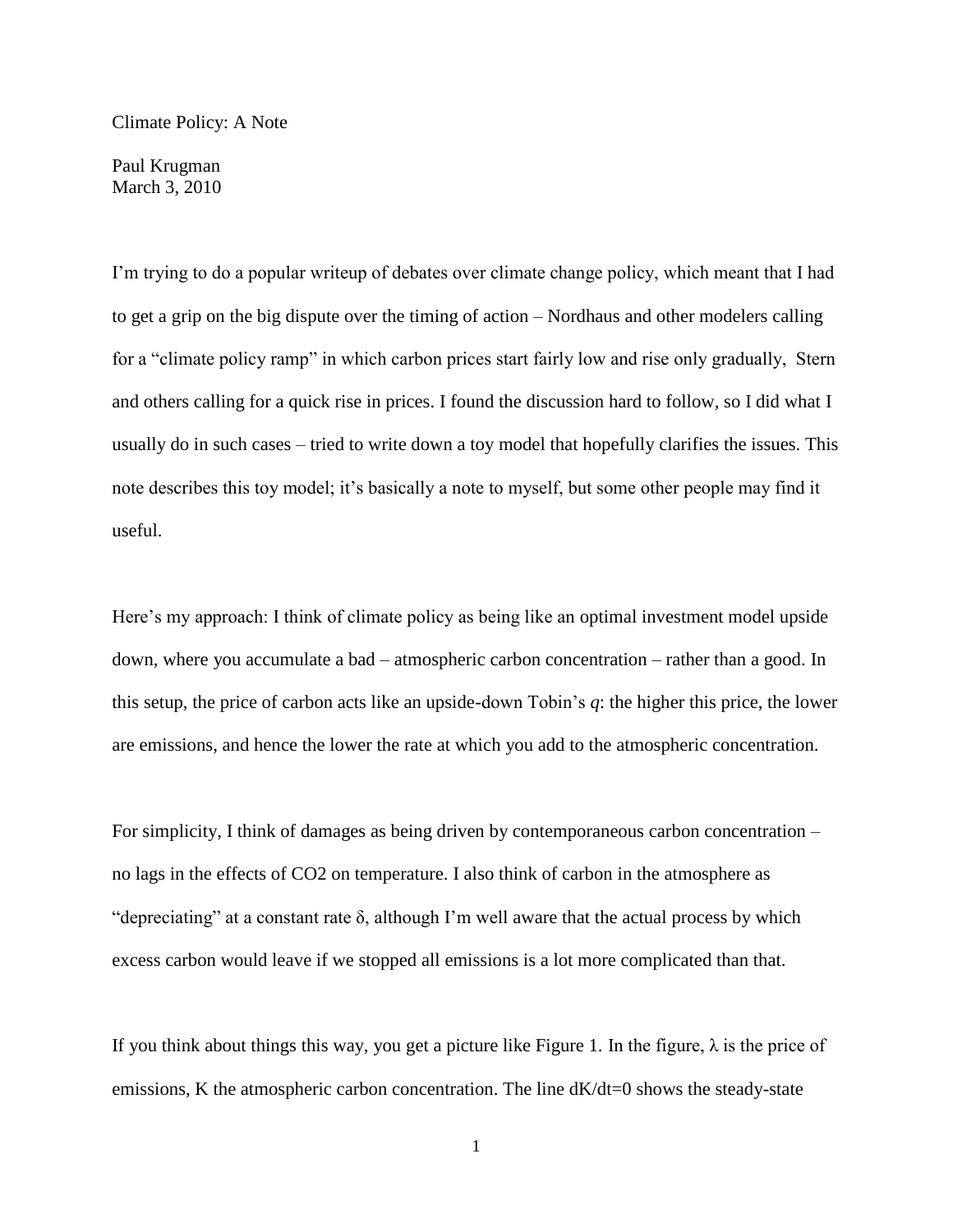# Climate Policy: A Note

Paul Krugman
March 3, 2010

I'm trying to do a popular writeup of debates over climate change policy, which meant that I had to get a grip on the big dispute over the timing of action – Nordhaus and other modelers calling for a "climate policy ramp" in which carbon prices start fairly low and rise only gradually, Stern and others calling for a quick rise in prices. I found the discussion hard to follow, so I did what I usually do in such cases – tried to write down a toy model that hopefully clarifies the issues. This note describes this toy model; it's basically a note to myself, but some other people may find it useful.

Here's my approach: I think of climate policy as being like an optimal investment model upside down, where you accumulate a bad – atmospheric carbon concentration – rather than a good. In this setup, the price of carbon acts like an upside-down Tobin's *q*: the higher this price, the lower are emissions, and hence the lower the rate at which you add to the atmospheric concentration.

For simplicity, I think of damages as being driven by contemporaneous carbon concentration – no lags in the effects of $CO_2$ on temperature. I also think of carbon in the atmosphere as "depreciating" at a constant rate $\delta$, although I'm well aware that the actual process by which excess carbon would leave if we stopped all emissions is a lot more complicated than that.

If you think about things this way, you get a picture like Figure 1. In the figure, $\lambda$ is the price of emissions, K the atmospheric carbon concentration. The line $dK/dt=0$ shows the steady-state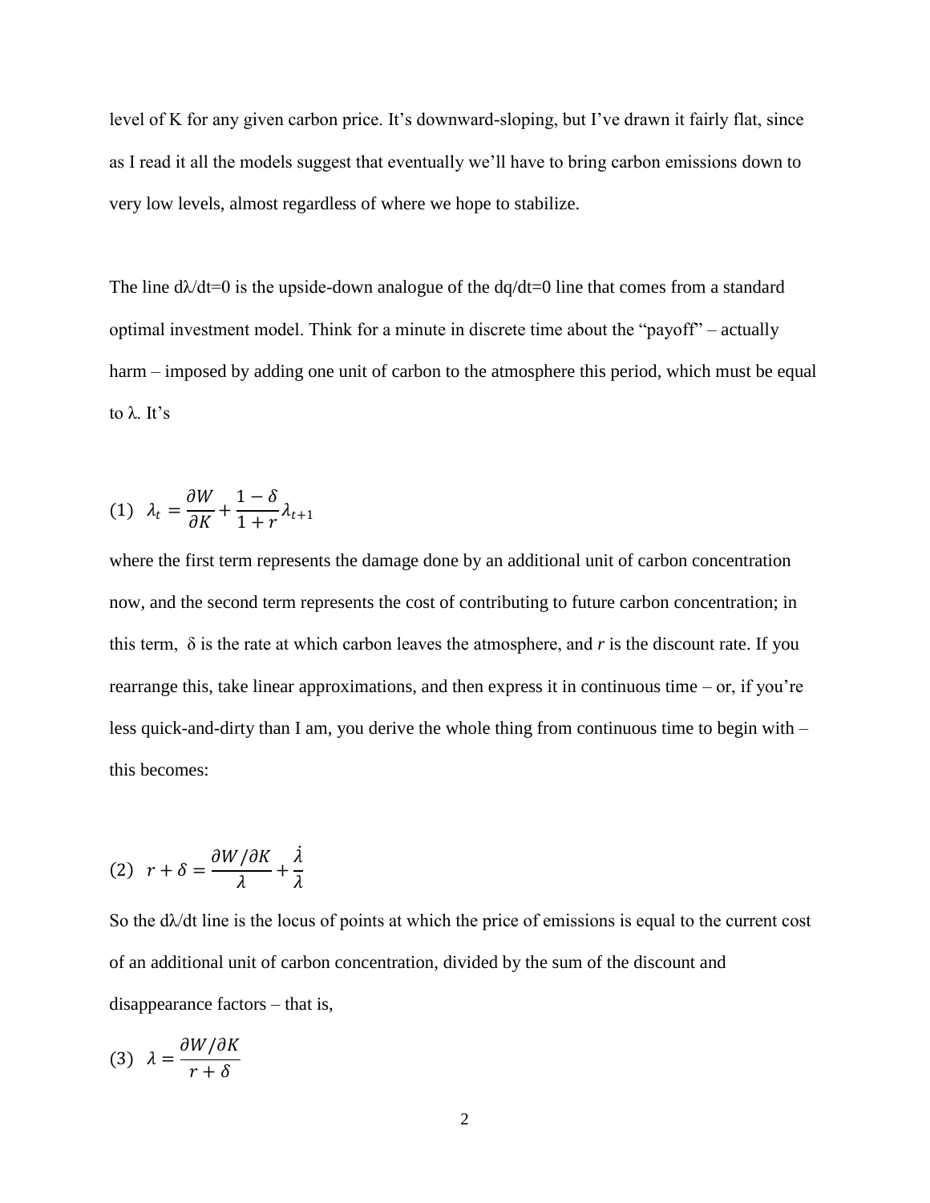level of K for any given carbon price. It's downward-sloping, but I've drawn it fairly flat, since as I read it all the models suggest that eventually we'll have to bring carbon emissions down to very low levels, almost regardless of where we hope to stabilize.

The line $d\lambda/dt=0$ is the upside-down analogue of the $dq/dt=0$ line that comes from a standard optimal investment model. Think for a minute in discrete time about the "payoff" – actually harm – imposed by adding one unit of carbon to the atmosphere this period, which must be equal to $\lambda$. It's

$$(1)\quad \lambda_t = \frac{\partial W}{\partial K} + \frac{1-\delta}{1+r}\lambda_{t+1}$$

where the first term represents the damage done by an additional unit of carbon concentration now, and the second term represents the cost of contributing to future carbon concentration; in this term, $\delta$ is the rate at which carbon leaves the atmosphere, and *r* is the discount rate. If you rearrange this, take linear approximations, and then express it in continuous time – or, if you're less quick-and-dirty than I am, you derive the whole thing from continuous time to begin with – this becomes:

$$(2)\quad r + \delta = \frac{\partial W/\partial K}{\lambda} + \frac{\dot{\lambda}}{\lambda}$$

So the $d\lambda/dt$ line is the locus of points at which the price of emissions is equal to the current cost of an additional unit of carbon concentration, divided by the sum of the discount and disappearance factors – that is,

$$(3)\quad \lambda = \frac{\partial W/\partial K}{r + \delta}$$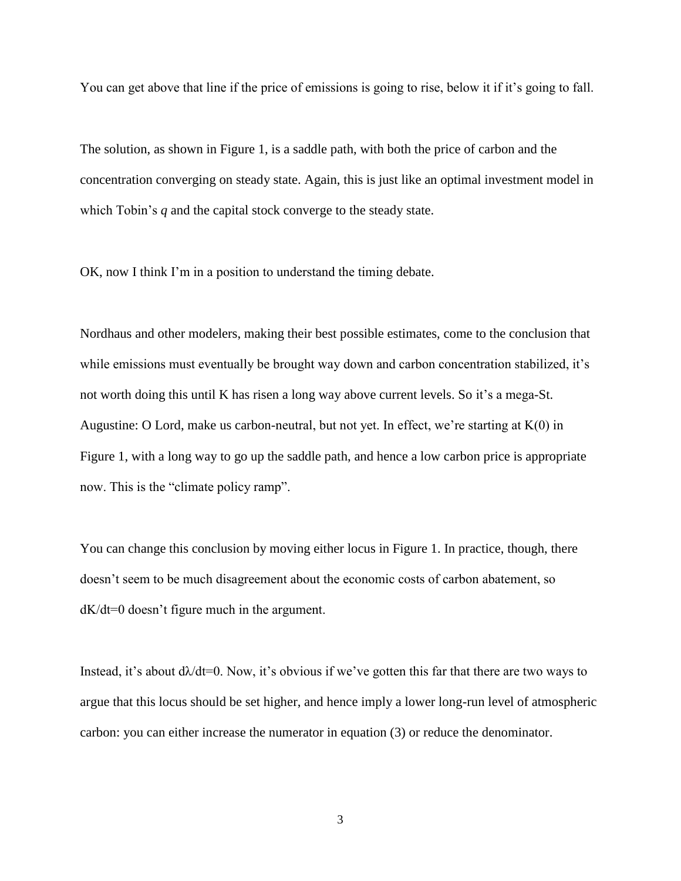You can get above that line if the price of emissions is going to rise, below it if it's going to fall.

The solution, as shown in Figure 1, is a saddle path, with both the price of carbon and the concentration converging on steady state. Again, this is just like an optimal investment model in which Tobin's *q* and the capital stock converge to the steady state.

OK, now I think I'm in a position to understand the timing debate.

Nordhaus and other modelers, making their best possible estimates, come to the conclusion that while emissions must eventually be brought way down and carbon concentration stabilized, it's not worth doing this until K has risen a long way above current levels. So it's a mega-St. Augustine: O Lord, make us carbon-neutral, but not yet. In effect, we're starting at $K(0)$ in Figure 1, with a long way to go up the saddle path, and hence a low carbon price is appropriate now. This is the "climate policy ramp".

You can change this conclusion by moving either locus in Figure 1. In practice, though, there doesn't seem to be much disagreement about the economic costs of carbon abatement, so $dK/dt=0$ doesn't figure much in the argument.

Instead, it's about $d\lambda/dt=0$. Now, it's obvious if we've gotten this far that there are two ways to argue that this locus should be set higher, and hence imply a lower long-run level of atmospheric carbon: you can either increase the numerator in equation (3) or reduce the denominator.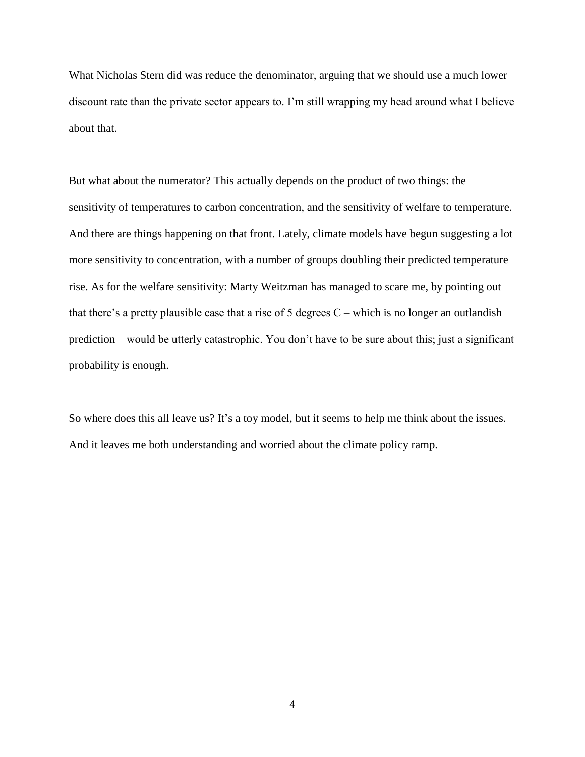What Nicholas Stern did was reduce the denominator, arguing that we should use a much lower discount rate than the private sector appears to. I'm still wrapping my head around what I believe about that.

But what about the numerator? This actually depends on the product of two things: the sensitivity of temperatures to carbon concentration, and the sensitivity of welfare to temperature. And there are things happening on that front. Lately, climate models have begun suggesting a lot more sensitivity to concentration, with a number of groups doubling their predicted temperature rise. As for the welfare sensitivity: Marty Weitzman has managed to scare me, by pointing out that there's a pretty plausible case that a rise of 5 degrees C – which is no longer an outlandish prediction – would be utterly catastrophic. You don't have to be sure about this; just a significant probability is enough.

So where does this all leave us? It's a toy model, but it seems to help me think about the issues. And it leaves me both understanding and worried about the climate policy ramp.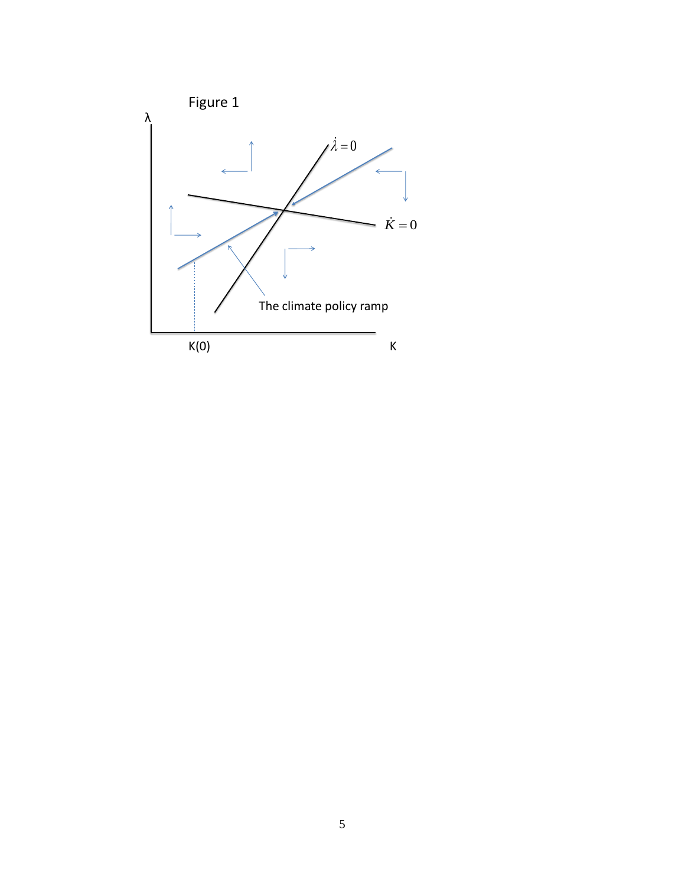Figure 1

λ

$\dot{\lambda} = 0$

$\dot{K} = 0$

The climate policy ramp

K(0)

K